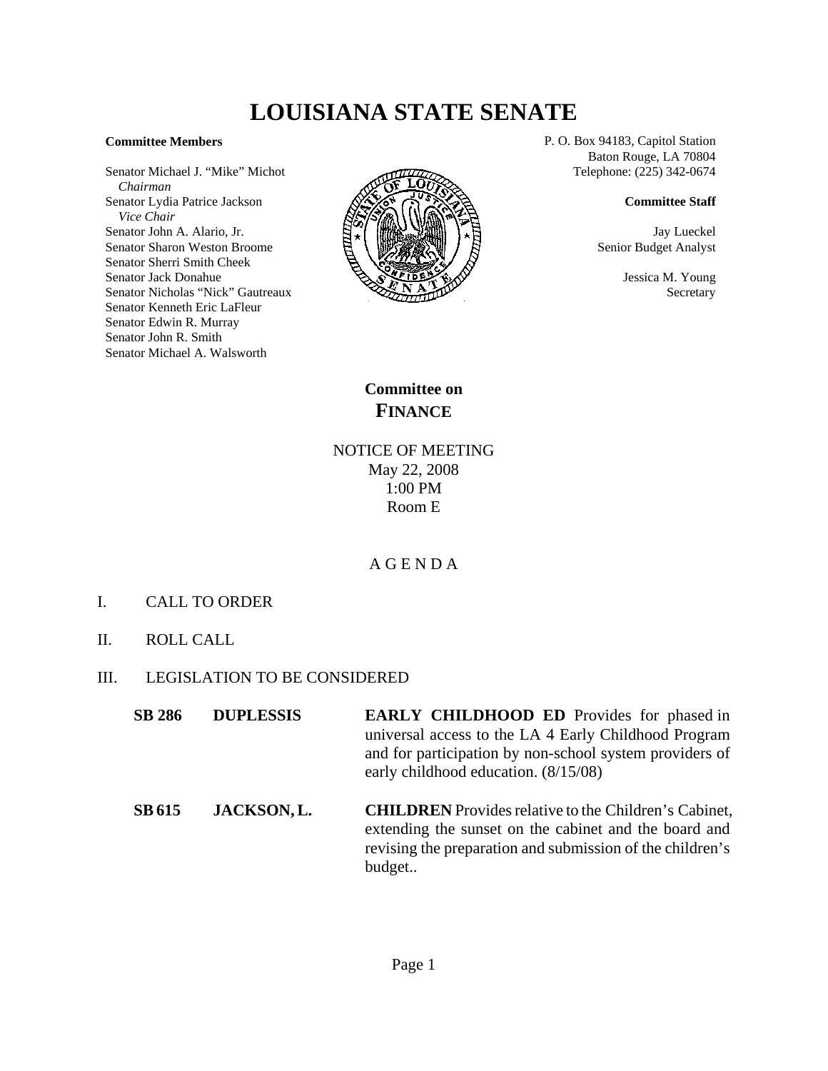# LOUISIANA STATE SENATE

**Committee Members**

Senator Michael J. "Mike" Michot
*Chairman*
Senator Lydia Patrice Jackson
*Vice Chair*
Senator John A. Alario, Jr.
Senator Sharon Weston Broome
Senator Sherri Smith Cheek
Senator Jack Donahue
Senator Nicholas "Nick" Gautreaux
Senator Kenneth Eric LaFleur
Senator Edwin R. Murray
Senator John R. Smith
Senator Michael A. Walsworth

P. O. Box 94183, Capitol Station
Baton Rouge, LA 70804
Telephone: (225) 342-0674

**Committee Staff**

Jay Lueckel
Senior Budget Analyst

Jessica M. Young
Secretary

## Committee on FINANCE

NOTICE OF MEETING
May 22, 2008
1:00 PM
Room E

A G E N D A

I. CALL TO ORDER

II. ROLL CALL

III. LEGISLATION TO BE CONSIDERED

| | | |
|---|---|---|
| **SB 286** | **DUPLESSIS** | **EARLY CHILDHOOD ED** Provides for phased in universal access to the LA 4 Early Childhood Program and for participation by non-school system providers of early childhood education. (8/15/08) |
| **SB 615** | **JACKSON, L.** | **CHILDREN** Provides relative to the Children's Cabinet, extending the sunset on the cabinet and the board and revising the preparation and submission of the children's budget.. |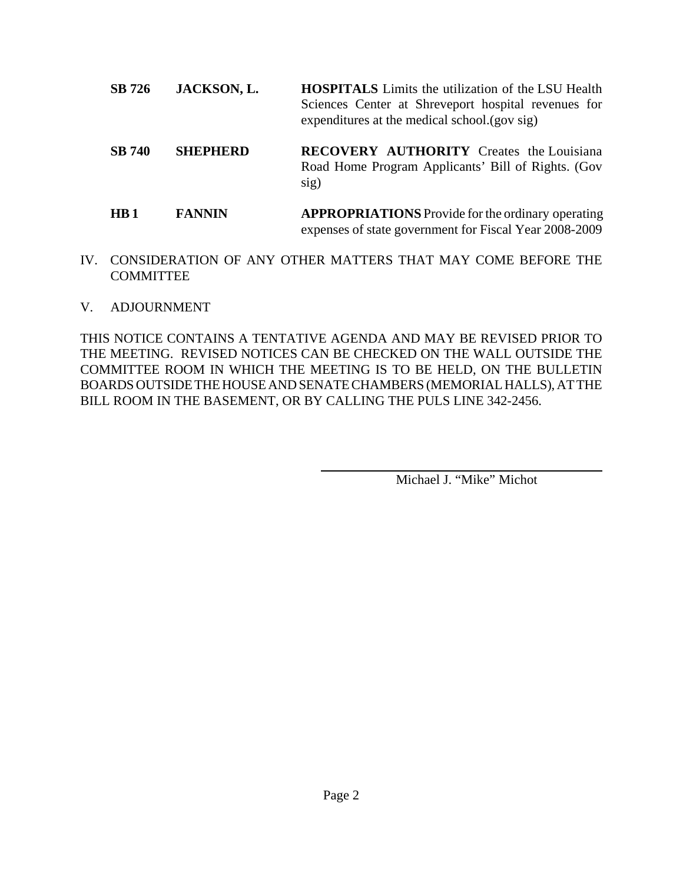| | | |
|---|---|---|
| **SB 726** | **JACKSON, L.** | **HOSPITALS** Limits the utilization of the LSU Health Sciences Center at Shreveport hospital revenues for expenditures at the medical school.(gov sig) |
| **SB 740** | **SHEPHERD** | **RECOVERY AUTHORITY** Creates the Louisiana Road Home Program Applicants' Bill of Rights. (Gov sig) |
| **HB 1** | **FANNIN** | **APPROPRIATIONS** Provide for the ordinary operating expenses of state government for Fiscal Year 2008-2009 |

IV. CONSIDERATION OF ANY OTHER MATTERS THAT MAY COME BEFORE THE COMMITTEE

V. ADJOURNMENT

THIS NOTICE CONTAINS A TENTATIVE AGENDA AND MAY BE REVISED PRIOR TO THE MEETING. REVISED NOTICES CAN BE CHECKED ON THE WALL OUTSIDE THE COMMITTEE ROOM IN WHICH THE MEETING IS TO BE HELD, ON THE BULLETIN BOARDS OUTSIDE THE HOUSE AND SENATE CHAMBERS (MEMORIAL HALLS), AT THE BILL ROOM IN THE BASEMENT, OR BY CALLING THE PULS LINE 342-2456.

Michael J. "Mike" Michot